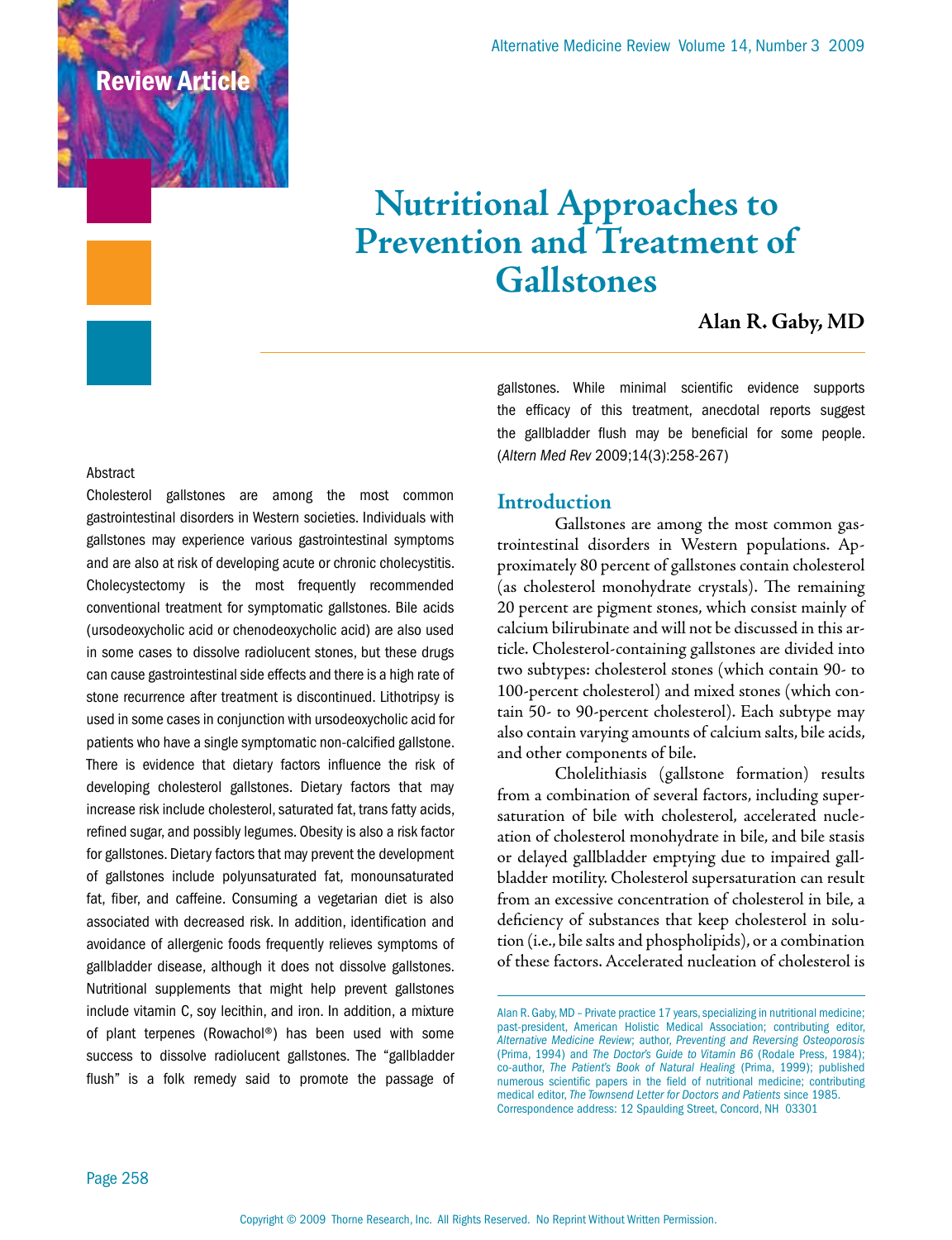Review Article

# Nutritional Approaches to Prevention and Treatment of Gallstones

**Alan R. Gaby, MD**

Abstract

Cholesterol gallstones are among the most common gastrointestinal disorders in Western societies. Individuals with gallstones may experience various gastrointestinal symptoms and are also at risk of developing acute or chronic cholecystitis. Cholecystectomy is the most frequently recommended conventional treatment for symptomatic gallstones. Bile acids (ursodeoxycholic acid or chenodeoxycholic acid) are also used in some cases to dissolve radiolucent stones, but these drugs can cause gastrointestinal side effects and there is a high rate of stone recurrence after treatment is discontinued. Lithotripsy is used in some cases in conjunction with ursodeoxycholic acid for patients who have a single symptomatic non-calcified gallstone. There is evidence that dietary factors influence the risk of developing cholesterol gallstones. Dietary factors that may increase risk include cholesterol, saturated fat, trans fatty acids, refined sugar, and possibly legumes. Obesity is also a risk factor for gallstones. Dietary factors that may prevent the development of gallstones include polyunsaturated fat, monounsaturated fat, fiber, and caffeine. Consuming a vegetarian diet is also associated with decreased risk. In addition, identification and avoidance of allergenic foods frequently relieves symptoms of gallbladder disease, although it does not dissolve gallstones. Nutritional supplements that might help prevent gallstones include vitamin C, soy lecithin, and iron. In addition, a mixture of plant terpenes (Rowachol®) has been used with some success to dissolve radiolucent gallstones. The "gallbladder flush" is a folk remedy said to promote the passage of gallstones. While minimal scientific evidence supports the efficacy of this treatment, anecdotal reports suggest the gallbladder flush may be beneficial for some people. (*Altern Med Rev* 2009;14(3):258-267)

## Introduction

Gallstones are among the most common gastrointestinal disorders in Western populations. Approximately 80 percent of gallstones contain cholesterol (as cholesterol monohydrate crystals). The remaining 20 percent are pigment stones, which consist mainly of calcium bilirubinate and will not be discussed in this article. Cholesterol-containing gallstones are divided into two subtypes: cholesterol stones (which contain 90- to 100-percent cholesterol) and mixed stones (which contain 50- to 90-percent cholesterol). Each subtype may also contain varying amounts of calcium salts, bile acids, and other components of bile.

Cholelithiasis (gallstone formation) results from a combination of several factors, including supersaturation of bile with cholesterol, accelerated nucleation of cholesterol monohydrate in bile, and bile stasis or delayed gallbladder emptying due to impaired gallbladder motility. Cholesterol supersaturation can result from an excessive concentration of cholesterol in bile, a deficiency of substances that keep cholesterol in solution (i.e., bile salts and phospholipids), or a combination of these factors. Accelerated nucleation of cholesterol is

Alan R. Gaby, MD – Private practice 17 years, specializing in nutritional medicine; past-president, American Holistic Medical Association; contributing editor, *Alternative Medicine Review*; author, *Preventing and Reversing Osteoporosis* (Prima, 1994) and *The Doctor's Guide to Vitamin B6* (Rodale Press, 1984); co-author, *The Patient's Book of Natural Healing* (Prima, 1999); published numerous scientific papers in the field of nutritional medicine; contributing medical editor, *The Townsend Letter for Doctors and Patients* since 1985. Correspondence address: 12 Spaulding Street, Concord, NH 03301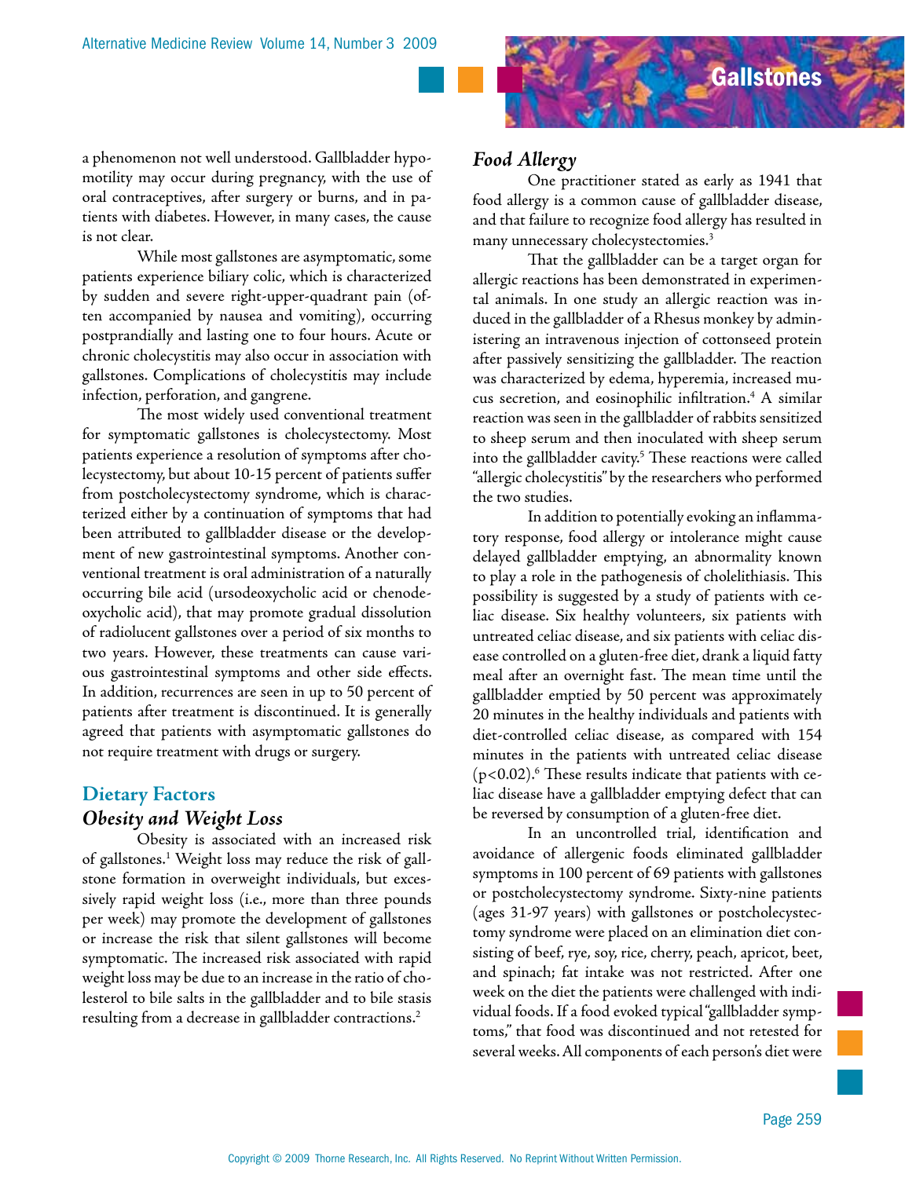a phenomenon not well understood. Gallbladder hypomotility may occur during pregnancy, with the use of oral contraceptives, after surgery or burns, and in patients with diabetes. However, in many cases, the cause is not clear.

While most gallstones are asymptomatic, some patients experience biliary colic, which is characterized by sudden and severe right-upper-quadrant pain (often accompanied by nausea and vomiting), occurring postprandially and lasting one to four hours. Acute or chronic cholecystitis may also occur in association with gallstones. Complications of cholecystitis may include infection, perforation, and gangrene.

The most widely used conventional treatment for symptomatic gallstones is cholecystectomy. Most patients experience a resolution of symptoms after cholecystectomy, but about 10-15 percent of patients suffer from postcholecystectomy syndrome, which is characterized either by a continuation of symptoms that had been attributed to gallbladder disease or the development of new gastrointestinal symptoms. Another conventional treatment is oral administration of a naturally occurring bile acid (ursodeoxycholic acid or chenodeoxycholic acid), that may promote gradual dissolution of radiolucent gallstones over a period of six months to two years. However, these treatments can cause various gastrointestinal symptoms and other side effects. In addition, recurrences are seen in up to 50 percent of patients after treatment is discontinued. It is generally agreed that patients with asymptomatic gallstones do not require treatment with drugs or surgery.

## Dietary Factors

### *Obesity and Weight Loss*

Obesity is associated with an increased risk of gallstones.[1] Weight loss may reduce the risk of gallstone formation in overweight individuals, but excessively rapid weight loss (i.e., more than three pounds per week) may promote the development of gallstones or increase the risk that silent gallstones will become symptomatic. The increased risk associated with rapid weight loss may be due to an increase in the ratio of cholesterol to bile salts in the gallbladder and to bile stasis resulting from a decrease in gallbladder contractions.[2]

### *Food Allergy*

One practitioner stated as early as 1941 that food allergy is a common cause of gallbladder disease, and that failure to recognize food allergy has resulted in many unnecessary cholecystectomies.[3]

That the gallbladder can be a target organ for allergic reactions has been demonstrated in experimental animals. In one study an allergic reaction was induced in the gallbladder of a Rhesus monkey by administering an intravenous injection of cottonseed protein after passively sensitizing the gallbladder. The reaction was characterized by edema, hyperemia, increased mucus secretion, and eosinophilic infiltration.[4] A similar reaction was seen in the gallbladder of rabbits sensitized to sheep serum and then inoculated with sheep serum into the gallbladder cavity.[5] These reactions were called "allergic cholecystitis" by the researchers who performed the two studies.

In addition to potentially evoking an inflammatory response, food allergy or intolerance might cause delayed gallbladder emptying, an abnormality known to play a role in the pathogenesis of cholelithiasis. This possibility is suggested by a study of patients with celiac disease. Six healthy volunteers, six patients with untreated celiac disease, and six patients with celiac disease controlled on a gluten-free diet, drank a liquid fatty meal after an overnight fast. The mean time until the gallbladder emptied by 50 percent was approximately 20 minutes in the healthy individuals and patients with diet-controlled celiac disease, as compared with 154 minutes in the patients with untreated celiac disease ($p<0.02$).[6] These results indicate that patients with celiac disease have a gallbladder emptying defect that can be reversed by consumption of a gluten-free diet.

In an uncontrolled trial, identification and avoidance of allergenic foods eliminated gallbladder symptoms in 100 percent of 69 patients with gallstones or postcholecystectomy syndrome. Sixty-nine patients (ages 31-97 years) with gallstones or postcholecystectomy syndrome were placed on an elimination diet consisting of beef, rye, soy, rice, cherry, peach, apricot, beet, and spinach; fat intake was not restricted. After one week on the diet the patients were challenged with individual foods. If a food evoked typical "gallbladder symptoms," that food was discontinued and not retested for several weeks. All components of each person's diet were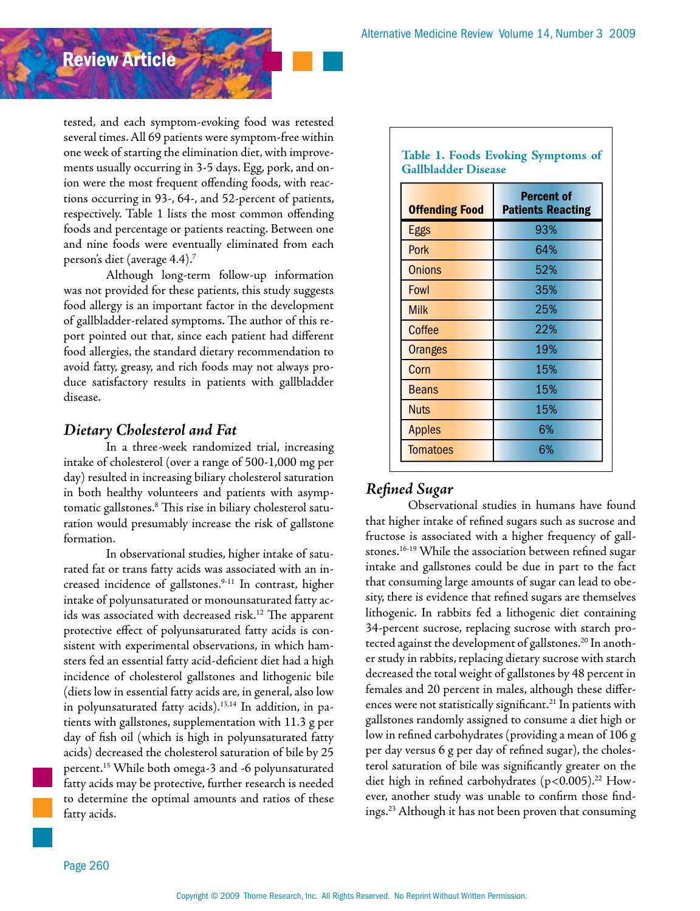tested, and each symptom-evoking food was retested several times. All 69 patients were symptom-free within one week of starting the elimination diet, with improvements usually occurring in 3-5 days. Egg, pork, and onion were the most frequent offending foods, with reactions occurring in 93-, 64-, and 52-percent of patients, respectively. Table 1 lists the most common offending foods and percentage or patients reacting. Between one and nine foods were eventually eliminated from each person's diet (average 4.4).[7]

Although long-term follow-up information was not provided for these patients, this study suggests food allergy is an important factor in the development of gallbladder-related symptoms. The author of this report pointed out that, since each patient had different food allergies, the standard dietary recommendation to avoid fatty, greasy, and rich foods may not always produce satisfactory results in patients with gallbladder disease.

### *Dietary Cholesterol and Fat*

In a three-week randomized trial, increasing intake of cholesterol (over a range of 500-1,000 mg per day) resulted in increasing biliary cholesterol saturation in both healthy volunteers and patients with asymptomatic gallstones.[8] This rise in biliary cholesterol saturation would presumably increase the risk of gallstone formation.

In observational studies, higher intake of saturated fat or trans fatty acids was associated with an increased incidence of gallstones.[9-11] In contrast, higher intake of polyunsaturated or monounsaturated fatty acids was associated with decreased risk.[12] The apparent protective effect of polyunsaturated fatty acids is consistent with experimental observations, in which hamsters fed an essential fatty acid-deficient diet had a high incidence of cholesterol gallstones and lithogenic bile (diets low in essential fatty acids are, in general, also low in polyunsaturated fatty acids).[13,14] In addition, in patients with gallstones, supplementation with 11.3 g per day of fish oil (which is high in polyunsaturated fatty acids) decreased the cholesterol saturation of bile by 25 percent.[15] While both omega-3 and -6 polyunsaturated fatty acids may be protective, further research is needed to determine the optimal amounts and ratios of these fatty acids.

**Table 1. Foods Evoking Symptoms of Gallbladder Disease**

| Offending Food | Percent of Patients Reacting |
|---|---|
| Eggs | 93% |
| Pork | 64% |
| Onions | 52% |
| Fowl | 35% |
| Milk | 25% |
| Coffee | 22% |
| Oranges | 19% |
| Corn | 15% |
| Beans | 15% |
| Nuts | 15% |
| Apples | 6% |
| Tomatoes | 6% |

### *Refined Sugar*

Observational studies in humans have found that higher intake of refined sugars such as sucrose and fructose is associated with a higher frequency of gallstones.[16-19] While the association between refined sugar intake and gallstones could be due in part to the fact that consuming large amounts of sugar can lead to obesity, there is evidence that refined sugars are themselves lithogenic. In rabbits fed a lithogenic diet containing 34-percent sucrose, replacing sucrose with starch protected against the development of gallstones.[20] In another study in rabbits, replacing dietary sucrose with starch decreased the total weight of gallstones by 48 percent in females and 20 percent in males, although these differences were not statistically significant.[21] In patients with gallstones randomly assigned to consume a diet high or low in refined carbohydrates (providing a mean of 106 g per day versus 6 g per day of refined sugar), the cholesterol saturation of bile was significantly greater on the diet high in refined carbohydrates ($p<0.005$).[22] However, another study was unable to confirm those findings.[23] Although it has not been proven that consuming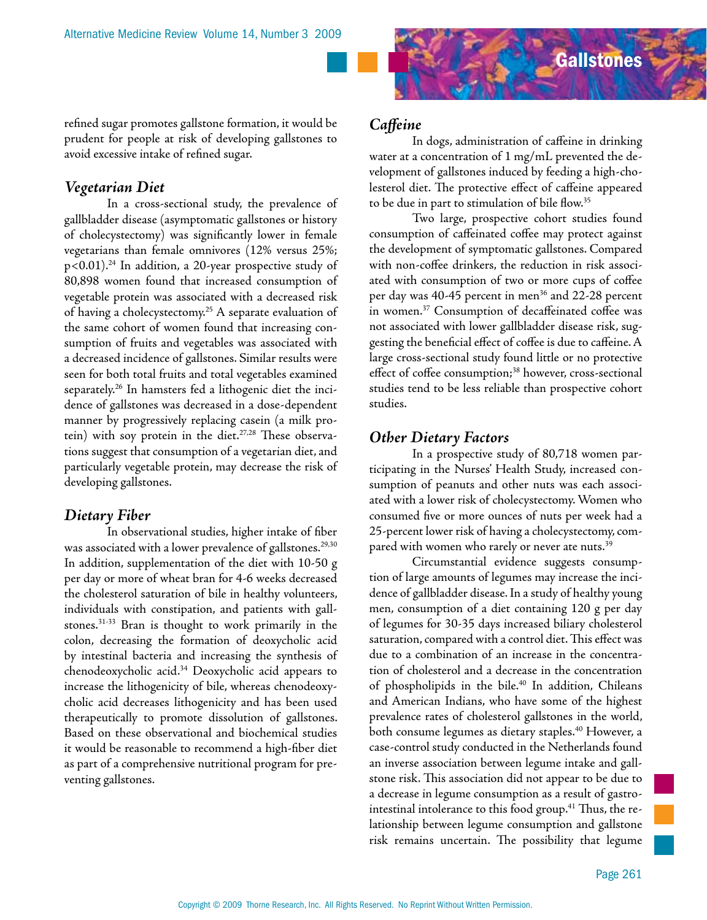refined sugar promotes gallstone formation, it would be prudent for people at risk of developing gallstones to avoid excessive intake of refined sugar.

### *Vegetarian Diet*

In a cross-sectional study, the prevalence of gallbladder disease (asymptomatic gallstones or history of cholecystectomy) was significantly lower in female vegetarians than female omnivores (12% versus 25%; $p<0.01$).[24] In addition, a 20-year prospective study of 80,898 women found that increased consumption of vegetable protein was associated with a decreased risk of having a cholecystectomy.[25] A separate evaluation of the same cohort of women found that increasing consumption of fruits and vegetables was associated with a decreased incidence of gallstones. Similar results were seen for both total fruits and total vegetables examined separately.[26] In hamsters fed a lithogenic diet the incidence of gallstones was decreased in a dose-dependent manner by progressively replacing casein (a milk protein) with soy protein in the diet.[27,28] These observations suggest that consumption of a vegetarian diet, and particularly vegetable protein, may decrease the risk of developing gallstones.

### *Dietary Fiber*

In observational studies, higher intake of fiber was associated with a lower prevalence of gallstones.[29,30] In addition, supplementation of the diet with 10-50 g per day or more of wheat bran for 4-6 weeks decreased the cholesterol saturation of bile in healthy volunteers, individuals with constipation, and patients with gallstones.[31-33] Bran is thought to work primarily in the colon, decreasing the formation of deoxycholic acid by intestinal bacteria and increasing the synthesis of chenodeoxycholic acid.[34] Deoxycholic acid appears to increase the lithogenicity of bile, whereas chenodeoxycholic acid decreases lithogenicity and has been used therapeutically to promote dissolution of gallstones. Based on these observational and biochemical studies it would be reasonable to recommend a high-fiber diet as part of a comprehensive nutritional program for preventing gallstones.

### *Caffeine*

In dogs, administration of caffeine in drinking water at a concentration of 1 mg/mL prevented the development of gallstones induced by feeding a high-cholesterol diet. The protective effect of caffeine appeared to be due in part to stimulation of bile flow.[35]

Two large, prospective cohort studies found consumption of caffeinated coffee may protect against the development of symptomatic gallstones. Compared with non-coffee drinkers, the reduction in risk associated with consumption of two or more cups of coffee per day was 40-45 percent in men[36] and 22-28 percent in women.[37] Consumption of decaffeinated coffee was not associated with lower gallbladder disease risk, suggesting the beneficial effect of coffee is due to caffeine. A large cross-sectional study found little or no protective effect of coffee consumption;[38] however, cross-sectional studies tend to be less reliable than prospective cohort studies.

### *Other Dietary Factors*

In a prospective study of 80,718 women participating in the Nurses' Health Study, increased consumption of peanuts and other nuts was each associated with a lower risk of cholecystectomy. Women who consumed five or more ounces of nuts per week had a 25-percent lower risk of having a cholecystectomy, compared with women who rarely or never ate nuts.[39]

Circumstantial evidence suggests consumption of large amounts of legumes may increase the incidence of gallbladder disease. In a study of healthy young men, consumption of a diet containing 120 g per day of legumes for 30-35 days increased biliary cholesterol saturation, compared with a control diet. This effect was due to a combination of an increase in the concentration of cholesterol and a decrease in the concentration of phospholipids in the bile.[40] In addition, Chileans and American Indians, who have some of the highest prevalence rates of cholesterol gallstones in the world, both consume legumes as dietary staples.[40] However, a case-control study conducted in the Netherlands found an inverse association between legume intake and gallstone risk. This association did not appear to be due to a decrease in legume consumption as a result of gastrointestinal intolerance to this food group.[41] Thus, the relationship between legume consumption and gallstone risk remains uncertain. The possibility that legume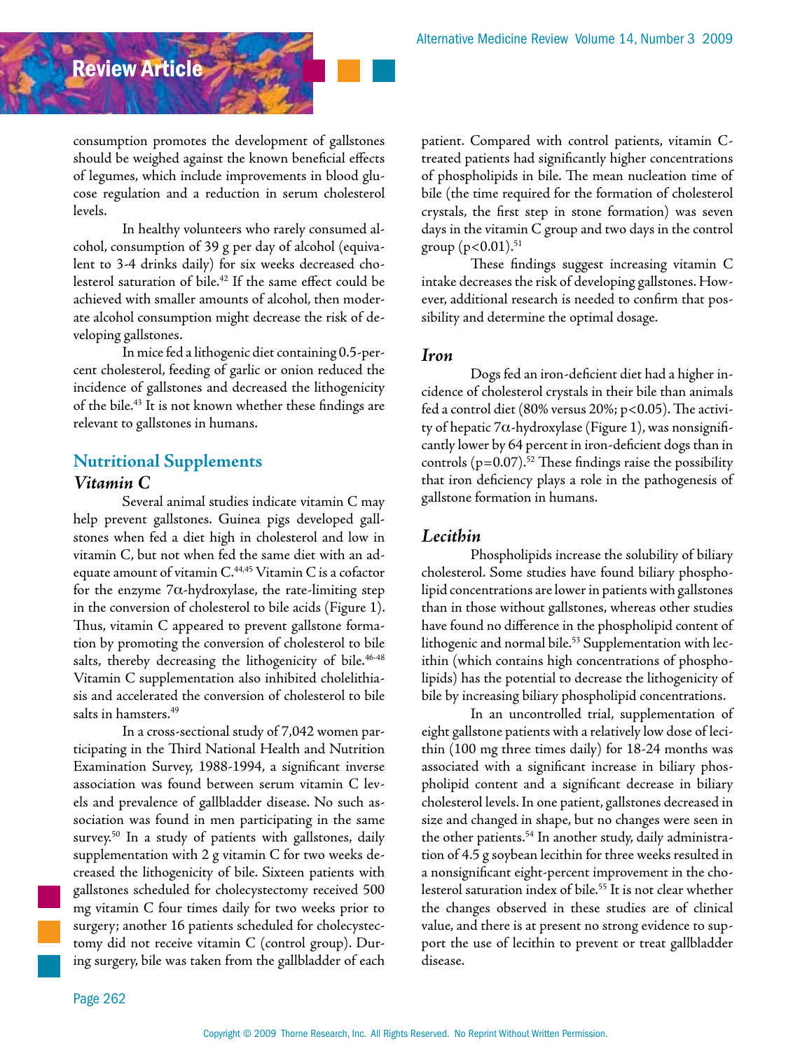consumption promotes the development of gallstones should be weighed against the known beneficial effects of legumes, which include improvements in blood glucose regulation and a reduction in serum cholesterol levels.

In healthy volunteers who rarely consumed alcohol, consumption of 39 g per day of alcohol (equivalent to 3-4 drinks daily) for six weeks decreased cholesterol saturation of bile.[42] If the same effect could be achieved with smaller amounts of alcohol, then moderate alcohol consumption might decrease the risk of developing gallstones.

In mice fed a lithogenic diet containing 0.5-percent cholesterol, feeding of garlic or onion reduced the incidence of gallstones and decreased the lithogenicity of the bile.[43] It is not known whether these findings are relevant to gallstones in humans.

## Nutritional Supplements

### *Vitamin C*

Several animal studies indicate vitamin C may help prevent gallstones. Guinea pigs developed gallstones when fed a diet high in cholesterol and low in vitamin C, but not when fed the same diet with an adequate amount of vitamin C.[44,45] Vitamin C is a cofactor for the enzyme 7α-hydroxylase, the rate-limiting step in the conversion of cholesterol to bile acids (Figure 1). Thus, vitamin C appeared to prevent gallstone formation by promoting the conversion of cholesterol to bile salts, thereby decreasing the lithogenicity of bile.[46-48] Vitamin C supplementation also inhibited cholelithiasis and accelerated the conversion of cholesterol to bile salts in hamsters.[49]

In a cross-sectional study of 7,042 women participating in the Third National Health and Nutrition Examination Survey, 1988-1994, a significant inverse association was found between serum vitamin C levels and prevalence of gallbladder disease. No such association was found in men participating in the same survey.[50] In a study of patients with gallstones, daily supplementation with 2 g vitamin C for two weeks decreased the lithogenicity of bile. Sixteen patients with gallstones scheduled for cholecystectomy received 500 mg vitamin C four times daily for two weeks prior to surgery; another 16 patients scheduled for cholecystectomy did not receive vitamin C (control group). During surgery, bile was taken from the gallbladder of each patient. Compared with control patients, vitamin C-treated patients had significantly higher concentrations of phospholipids in bile. The mean nucleation time of bile (the time required for the formation of cholesterol crystals, the first step in stone formation) was seven days in the vitamin C group and two days in the control group ($p<0.01$).[51]

These findings suggest increasing vitamin C intake decreases the risk of developing gallstones. However, additional research is needed to confirm that possibility and determine the optimal dosage.

### *Iron*

Dogs fed an iron-deficient diet had a higher incidence of cholesterol crystals in their bile than animals fed a control diet (80% versus 20%; $p<0.05$). The activity of hepatic 7α-hydroxylase (Figure 1), was nonsignificantly lower by 64 percent in iron-deficient dogs than in controls ($p=0.07$).[52] These findings raise the possibility that iron deficiency plays a role in the pathogenesis of gallstone formation in humans.

### *Lecithin*

Phospholipids increase the solubility of biliary cholesterol. Some studies have found biliary phospholipid concentrations are lower in patients with gallstones than in those without gallstones, whereas other studies have found no difference in the phospholipid content of lithogenic and normal bile.[53] Supplementation with lecithin (which contains high concentrations of phospholipids) has the potential to decrease the lithogenicity of bile by increasing biliary phospholipid concentrations.

In an uncontrolled trial, supplementation of eight gallstone patients with a relatively low dose of lecithin (100 mg three times daily) for 18-24 months was associated with a significant increase in biliary phospholipid content and a significant decrease in biliary cholesterol levels. In one patient, gallstones decreased in size and changed in shape, but no changes were seen in the other patients.[54] In another study, daily administration of 4.5 g soybean lecithin for three weeks resulted in a nonsignificant eight-percent improvement in the cholesterol saturation index of bile.[55] It is not clear whether the changes observed in these studies are of clinical value, and there is at present no strong evidence to support the use of lecithin to prevent or treat gallbladder disease.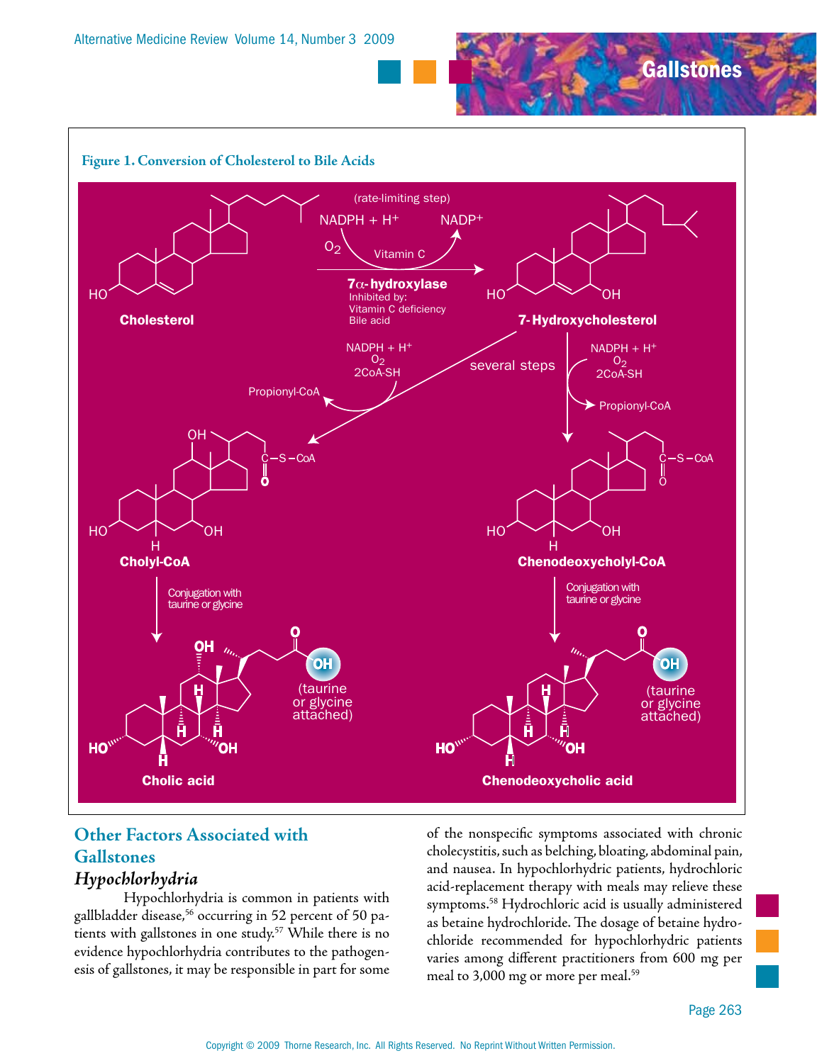**Figure 1. Conversion of Cholesterol to Bile Acids**

## Other Factors Associated with Gallstones

### *Hypochlorhydria*

Hypochlorhydria is common in patients with gallbladder disease,[56] occurring in 52 percent of 50 patients with gallstones in one study.[57] While there is no evidence hypochlorhydria contributes to the pathogenesis of gallstones, it may be responsible in part for some of the nonspecific symptoms associated with chronic cholecystitis, such as belching, bloating, abdominal pain, and nausea. In hypochlorhydric patients, hydrochloric acid-replacement therapy with meals may relieve these symptoms.[58] Hydrochloric acid is usually administered as betaine hydrochloride. The dosage of betaine hydrochloride recommended for hypochlorhydric patients varies among different practitioners from 600 mg per meal to 3,000 mg or more per meal.[59]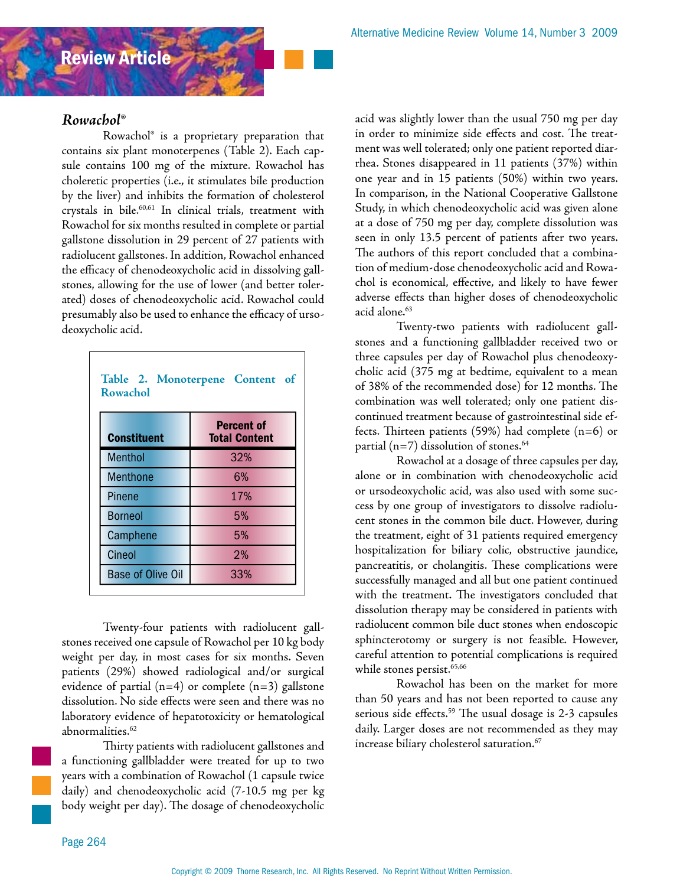### *Rowachol®*

Rowachol® is a proprietary preparation that contains six plant monoterpenes (Table 2). Each capsule contains 100 mg of the mixture. Rowachol has choleretic properties (i.e., it stimulates bile production by the liver) and inhibits the formation of cholesterol crystals in bile.[60,61] In clinical trials, treatment with Rowachol for six months resulted in complete or partial gallstone dissolution in 29 percent of 27 patients with radiolucent gallstones. In addition, Rowachol enhanced the efficacy of chenodeoxycholic acid in dissolving gallstones, allowing for the use of lower (and better tolerated) doses of chenodeoxycholic acid. Rowachol could presumably also be used to enhance the efficacy of ursodeoxycholic acid.

**Table 2. Monoterpene Content of Rowachol**

| Constituent | Percent of Total Content |
|---|---|
| Menthol | 32% |
| Menthone | 6% |
| Pinene | 17% |
| Borneol | 5% |
| Camphene | 5% |
| Cineol | 2% |
| Base of Olive Oil | 33% |

Twenty-four patients with radiolucent gallstones received one capsule of Rowachol per 10 kg body weight per day, in most cases for six months. Seven patients (29%) showed radiological and/or surgical evidence of partial (n=4) or complete (n=3) gallstone dissolution. No side effects were seen and there was no laboratory evidence of hepatotoxicity or hematological abnormalities.[62]

Thirty patients with radiolucent gallstones and a functioning gallbladder were treated for up to two years with a combination of Rowachol (1 capsule twice daily) and chenodeoxycholic acid (7-10.5 mg per kg body weight per day). The dosage of chenodeoxycholic acid was slightly lower than the usual 750 mg per day in order to minimize side effects and cost. The treatment was well tolerated; only one patient reported diarrhea. Stones disappeared in 11 patients (37%) within one year and in 15 patients (50%) within two years. In comparison, in the National Cooperative Gallstone Study, in which chenodeoxycholic acid was given alone at a dose of 750 mg per day, complete dissolution was seen in only 13.5 percent of patients after two years. The authors of this report concluded that a combination of medium-dose chenodeoxycholic acid and Rowachol is economical, effective, and likely to have fewer adverse effects than higher doses of chenodeoxycholic acid alone.[63]

Twenty-two patients with radiolucent gallstones and a functioning gallbladder received two or three capsules per day of Rowachol plus chenodeoxycholic acid (375 mg at bedtime, equivalent to a mean of 38% of the recommended dose) for 12 months. The combination was well tolerated; only one patient discontinued treatment because of gastrointestinal side effects. Thirteen patients (59%) had complete (n=6) or partial (n=7) dissolution of stones.[64]

Rowachol at a dosage of three capsules per day, alone or in combination with chenodeoxycholic acid or ursodeoxycholic acid, was also used with some success by one group of investigators to dissolve radiolucent stones in the common bile duct. However, during the treatment, eight of 31 patients required emergency hospitalization for biliary colic, obstructive jaundice, pancreatitis, or cholangitis. These complications were successfully managed and all but one patient continued with the treatment. The investigators concluded that dissolution therapy may be considered in patients with radiolucent common bile duct stones when endoscopic sphincterotomy or surgery is not feasible. However, careful attention to potential complications is required while stones persist.[65,66]

Rowachol has been on the market for more than 50 years and has not been reported to cause any serious side effects.[59] The usual dosage is 2-3 capsules daily. Larger doses are not recommended as they may increase biliary cholesterol saturation.[67]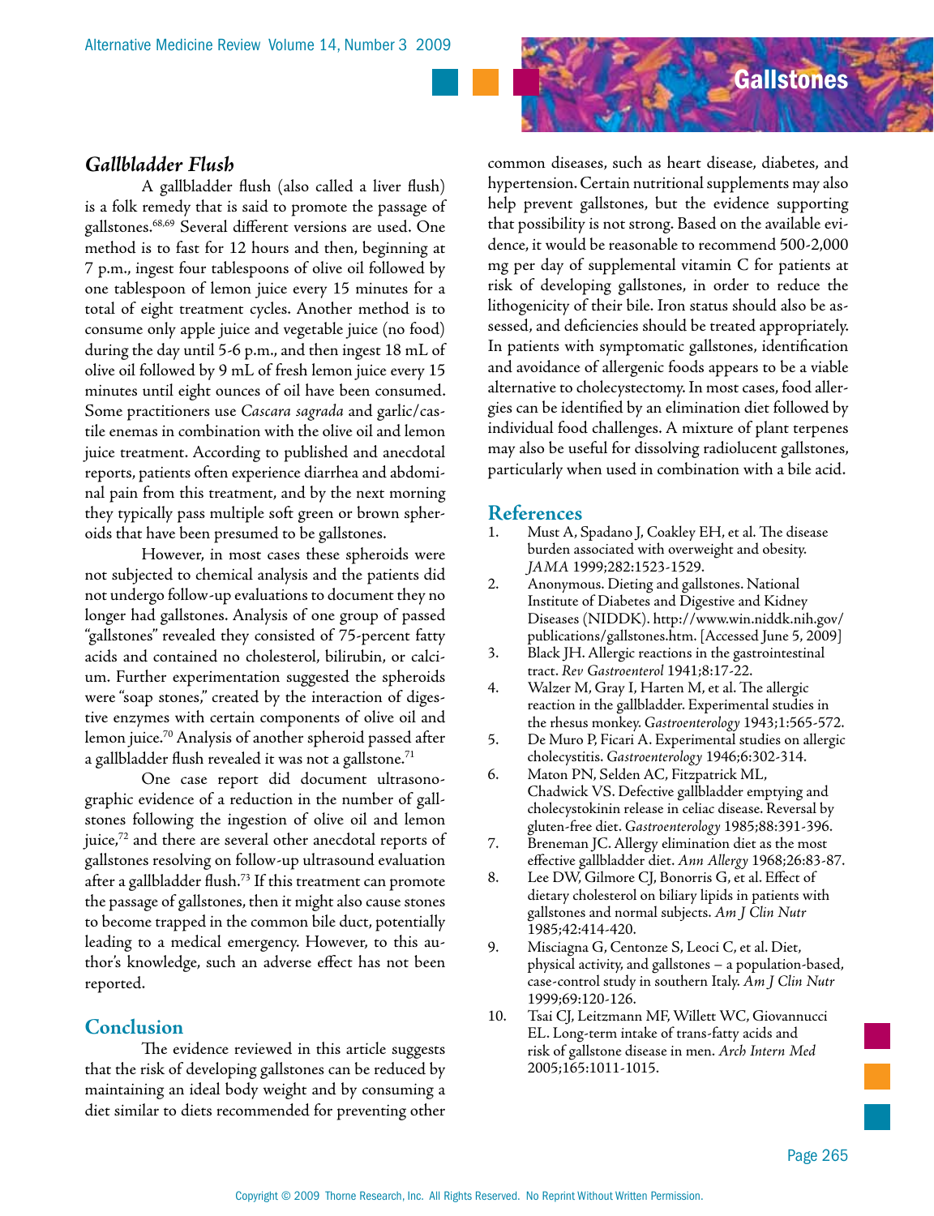### *Gallbladder Flush*

A gallbladder flush (also called a liver flush) is a folk remedy that is said to promote the passage of gallstones.[68,69] Several different versions are used. One method is to fast for 12 hours and then, beginning at 7 p.m., ingest four tablespoons of olive oil followed by one tablespoon of lemon juice every 15 minutes for a total of eight treatment cycles. Another method is to consume only apple juice and vegetable juice (no food) during the day until 5-6 p.m., and then ingest 18 mL of olive oil followed by 9 mL of fresh lemon juice every 15 minutes until eight ounces of oil have been consumed. Some practitioners use *Cascara sagrada* and garlic/castile enemas in combination with the olive oil and lemon juice treatment. According to published and anecdotal reports, patients often experience diarrhea and abdominal pain from this treatment, and by the next morning they typically pass multiple soft green or brown spheroids that have been presumed to be gallstones.

However, in most cases these spheroids were not subjected to chemical analysis and the patients did not undergo follow-up evaluations to document they no longer had gallstones. Analysis of one group of passed "gallstones" revealed they consisted of 75-percent fatty acids and contained no cholesterol, bilirubin, or calcium. Further experimentation suggested the spheroids were "soap stones," created by the interaction of digestive enzymes with certain components of olive oil and lemon juice.[70] Analysis of another spheroid passed after a gallbladder flush revealed it was not a gallstone.[71]

One case report did document ultrasonographic evidence of a reduction in the number of gallstones following the ingestion of olive oil and lemon juice,[72] and there are several other anecdotal reports of gallstones resolving on follow-up ultrasound evaluation after a gallbladder flush.[73] If this treatment can promote the passage of gallstones, then it might also cause stones to become trapped in the common bile duct, potentially leading to a medical emergency. However, to this author's knowledge, such an adverse effect has not been reported.

## Conclusion

The evidence reviewed in this article suggests that the risk of developing gallstones can be reduced by maintaining an ideal body weight and by consuming a diet similar to diets recommended for preventing other common diseases, such as heart disease, diabetes, and hypertension. Certain nutritional supplements may also help prevent gallstones, but the evidence supporting that possibility is not strong. Based on the available evidence, it would be reasonable to recommend 500-2,000 mg per day of supplemental vitamin C for patients at risk of developing gallstones, in order to reduce the lithogenicity of their bile. Iron status should also be assessed, and deficiencies should be treated appropriately. In patients with symptomatic gallstones, identification and avoidance of allergenic foods appears to be a viable alternative to cholecystectomy. In most cases, food allergies can be identified by an elimination diet followed by individual food challenges. A mixture of plant terpenes may also be useful for dissolving radiolucent gallstones, particularly when used in combination with a bile acid.

## References

1. Must A, Spadano J, Coakley EH, et al. The disease burden associated with overweight and obesity. *JAMA* 1999;282:1523-1529.
2. Anonymous. Dieting and gallstones. National Institute of Diabetes and Digestive and Kidney Diseases (NIDDK). http://www.win.niddk.nih.gov/publications/gallstones.htm. [Accessed June 5, 2009]
3. Black JH. Allergic reactions in the gastrointestinal tract. *Rev Gastroenterol* 1941;8:17-22.
4. Walzer M, Gray I, Harten M, et al. The allergic reaction in the gallbladder. Experimental studies in the rhesus monkey. *Gastroenterology* 1943;1:565-572.
5. De Muro P, Ficari A. Experimental studies on allergic cholecystitis. *Gastroenterology* 1946;6:302-314.
6. Maton PN, Selden AC, Fitzpatrick ML, Chadwick VS. Defective gallbladder emptying and cholecystokinin release in celiac disease. Reversal by gluten-free diet. *Gastroenterology* 1985;88:391-396.
7. Breneman JC. Allergy elimination diet as the most effective gallbladder diet. *Ann Allergy* 1968;26:83-87.
8. Lee DW, Gilmore CJ, Bonorris G, et al. Effect of dietary cholesterol on biliary lipids in patients with gallstones and normal subjects. *Am J Clin Nutr* 1985;42:414-420.
9. Misciagna G, Centonze S, Leoci C, et al. Diet, physical activity, and gallstones – a population-based, case-control study in southern Italy. *Am J Clin Nutr* 1999;69:120-126.
10. Tsai CJ, Leitzmann MF, Willett WC, Giovannucci EL. Long-term intake of trans-fatty acids and risk of gallstone disease in men. *Arch Intern Med* 2005;165:1011-1015.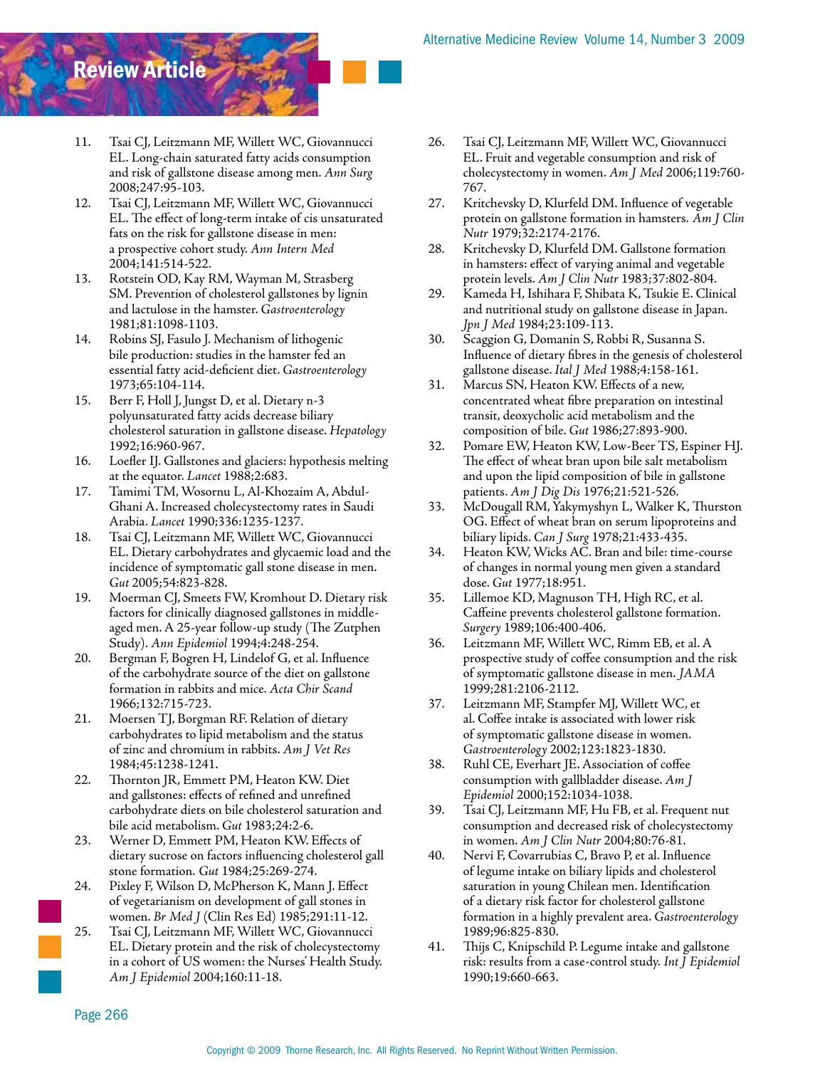11. Tsai CJ, Leitzmann MF, Willett WC, Giovannucci EL. Long-chain saturated fatty acids consumption and risk of gallstone disease among men. *Ann Surg* 2008;247:95-103.
12. Tsai CJ, Leitzmann MF, Willett WC, Giovannucci EL. The effect of long-term intake of cis unsaturated fats on the risk for gallstone disease in men: a prospective cohort study. *Ann Intern Med* 2004;141:514-522.
13. Rotstein OD, Kay RM, Wayman M, Strasberg SM. Prevention of cholesterol gallstones by lignin and lactulose in the hamster. *Gastroenterology* 1981;81:1098-1103.
14. Robins SJ, Fasulo J. Mechanism of lithogenic bile production: studies in the hamster fed an essential fatty acid-deficient diet. *Gastroenterology* 1973;65:104-114.
15. Berr F, Holl J, Jungst D, et al. Dietary n-3 polyunsaturated fatty acids decrease biliary cholesterol saturation in gallstone disease. *Hepatology* 1992;16:960-967.
16. Loefler IJ. Gallstones and glaciers: hypothesis melting at the equator. *Lancet* 1988;2:683.
17. Tamimi TM, Wosornu L, Al-Khozaim A, Abdul-Ghani A. Increased cholecystectomy rates in Saudi Arabia. *Lancet* 1990;336:1235-1237.
18. Tsai CJ, Leitzmann MF, Willett WC, Giovannucci EL. Dietary carbohydrates and glycaemic load and the incidence of symptomatic gall stone disease in men. *Gut* 2005;54:823-828.
19. Moerman CJ, Smeets FW, Kromhout D. Dietary risk factors for clinically diagnosed gallstones in middle-aged men. A 25-year follow-up study (The Zutphen Study). *Ann Epidemiol* 1994;4:248-254.
20. Bergman F, Bogren H, Lindelof G, et al. Influence of the carbohydrate source of the diet on gallstone formation in rabbits and mice. *Acta Chir Scand* 1966;132:715-723.
21. Moersen TJ, Borgman RF. Relation of dietary carbohydrates to lipid metabolism and the status of zinc and chromium in rabbits. *Am J Vet Res* 1984;45:1238-1241.
22. Thornton JR, Emmett PM, Heaton KW. Diet and gallstones: effects of refined and unrefined carbohydrate diets on bile cholesterol saturation and bile acid metabolism. *Gut* 1983;24:2-6.
23. Werner D, Emmett PM, Heaton KW. Effects of dietary sucrose on factors influencing cholesterol gall stone formation. *Gut* 1984;25:269-274.
24. Pixley F, Wilson D, McPherson K, Mann J. Effect of vegetarianism on development of gall stones in women. *Br Med J* (Clin Res Ed) 1985;291:11-12.
25. Tsai CJ, Leitzmann MF, Willett WC, Giovannucci EL. Dietary protein and the risk of cholecystectomy in a cohort of US women: the Nurses' Health Study. *Am J Epidemiol* 2004;160:11-18.
26. Tsai CJ, Leitzmann MF, Willett WC, Giovannucci EL. Fruit and vegetable consumption and risk of cholecystectomy in women. *Am J Med* 2006;119:760-767.
27. Kritchevsky D, Klurfeld DM. Influence of vegetable protein on gallstone formation in hamsters. *Am J Clin Nutr* 1979;32:2174-2176.
28. Kritchevsky D, Klurfeld DM. Gallstone formation in hamsters: effect of varying animal and vegetable protein levels. *Am J Clin Nutr* 1983;37:802-804.
29. Kameda H, Ishihara F, Shibata K, Tsukie E. Clinical and nutritional study on gallstone disease in Japan. *Jpn J Med* 1984;23:109-113.
30. Scaggion G, Domanin S, Robbi R, Susanna S. Influence of dietary fibres in the genesis of cholesterol gallstone disease. *Ital J Med* 1988;4:158-161.
31. Marcus SN, Heaton KW. Effects of a new, concentrated wheat fibre preparation on intestinal transit, deoxycholic acid metabolism and the composition of bile. *Gut* 1986;27:893-900.
32. Pomare EW, Heaton KW, Low-Beer TS, Espiner HJ. The effect of wheat bran upon bile salt metabolism and upon the lipid composition of bile in gallstone patients. *Am J Dig Dis* 1976;21:521-526.
33. McDougall RM, Yakymyshyn L, Walker K, Thurston OG. Effect of wheat bran on serum lipoproteins and biliary lipids. *Can J Surg* 1978;21:433-435.
34. Heaton KW, Wicks AC. Bran and bile: time-course of changes in normal young men given a standard dose. *Gut* 1977;18:951.
35. Lillemoe KD, Magnuson TH, High RC, et al. Caffeine prevents cholesterol gallstone formation. *Surgery* 1989;106:400-406.
36. Leitzmann MF, Willett WC, Rimm EB, et al. A prospective study of coffee consumption and the risk of symptomatic gallstone disease in men. *JAMA* 1999;281:2106-2112.
37. Leitzmann MF, Stampfer MJ, Willett WC, et al. Coffee intake is associated with lower risk of symptomatic gallstone disease in women. *Gastroenterology* 2002;123:1823-1830.
38. Ruhl CE, Everhart JE. Association of coffee consumption with gallbladder disease. *Am J Epidemiol* 2000;152:1034-1038.
39. Tsai CJ, Leitzmann MF, Hu FB, et al. Frequent nut consumption and decreased risk of cholecystectomy in women. *Am J Clin Nutr* 2004;80:76-81.
40. Nervi F, Covarrubias C, Bravo P, et al. Influence of legume intake on biliary lipids and cholesterol saturation in young Chilean men. Identification of a dietary risk factor for cholesterol gallstone formation in a highly prevalent area. *Gastroenterology* 1989;96:825-830.
41. Thijs C, Knipschild P. Legume intake and gallstone risk: results from a case-control study. *Int J Epidemiol* 1990;19:660-663.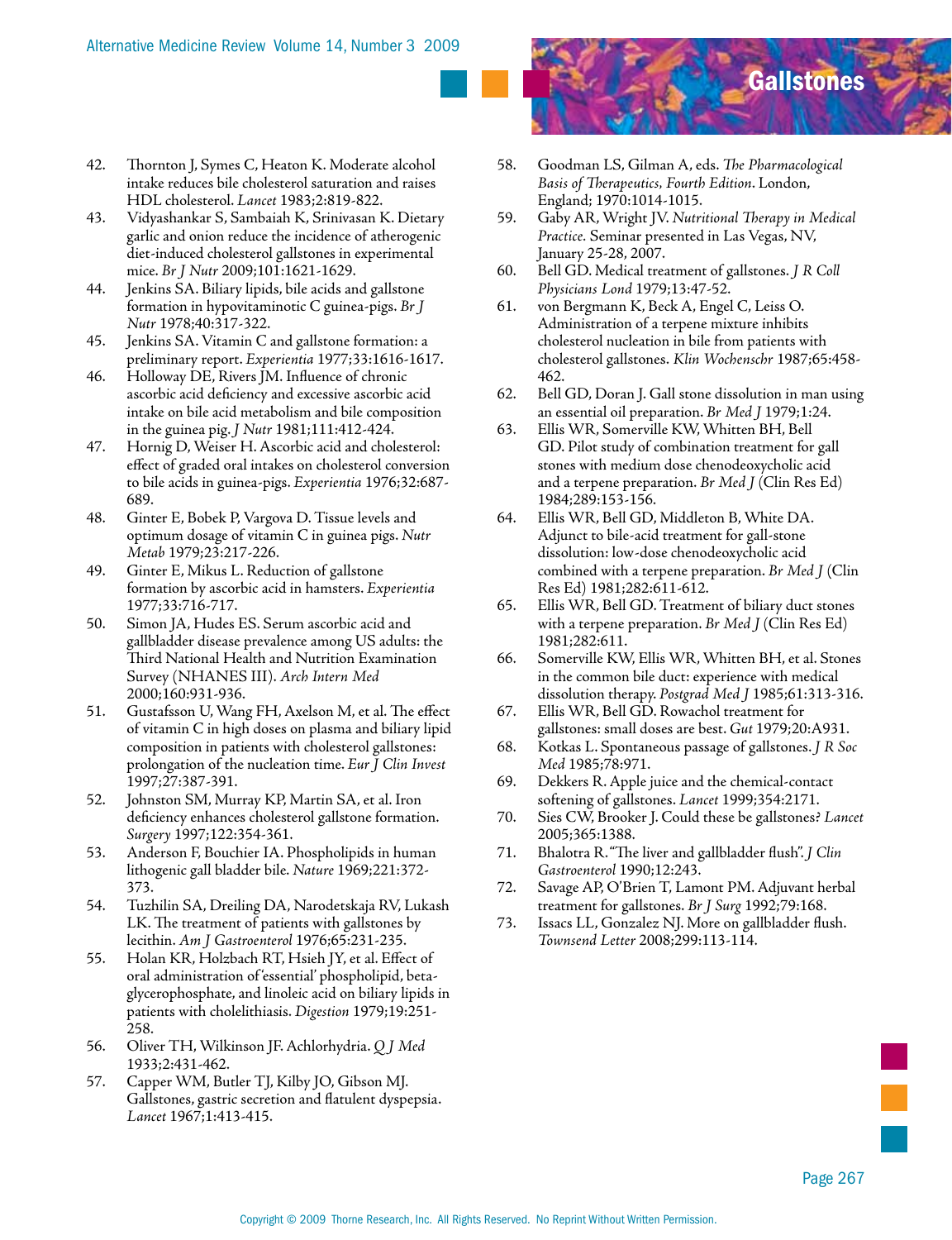42. Thornton J, Symes C, Heaton K. Moderate alcohol intake reduces bile cholesterol saturation and raises HDL cholesterol. *Lancet* 1983;2:819-822.
43. Vidyashankar S, Sambaiah K, Srinivasan K. Dietary garlic and onion reduce the incidence of atherogenic diet-induced cholesterol gallstones in experimental mice. *Br J Nutr* 2009;101:1621-1629.
44. Jenkins SA. Biliary lipids, bile acids and gallstone formation in hypovitaminotic C guinea-pigs. *Br J Nutr* 1978;40:317-322.
45. Jenkins SA. Vitamin C and gallstone formation: a preliminary report. *Experientia* 1977;33:1616-1617.
46. Holloway DE, Rivers JM. Influence of chronic ascorbic acid deficiency and excessive ascorbic acid intake on bile acid metabolism and bile composition in the guinea pig. *J Nutr* 1981;111:412-424.
47. Hornig D, Weiser H. Ascorbic acid and cholesterol: effect of graded oral intakes on cholesterol conversion to bile acids in guinea-pigs. *Experientia* 1976;32:687-689.
48. Ginter E, Bobek P, Vargova D. Tissue levels and optimum dosage of vitamin C in guinea pigs. *Nutr Metab* 1979;23:217-226.
49. Ginter E, Mikus L. Reduction of gallstone formation by ascorbic acid in hamsters. *Experientia* 1977;33:716-717.
50. Simon JA, Hudes ES. Serum ascorbic acid and gallbladder disease prevalence among US adults: the Third National Health and Nutrition Examination Survey (NHANES III). *Arch Intern Med* 2000;160:931-936.
51. Gustafsson U, Wang FH, Axelson M, et al. The effect of vitamin C in high doses on plasma and biliary lipid composition in patients with cholesterol gallstones: prolongation of the nucleation time. *Eur J Clin Invest* 1997;27:387-391.
52. Johnston SM, Murray KP, Martin SA, et al. Iron deficiency enhances cholesterol gallstone formation. *Surgery* 1997;122:354-361.
53. Anderson F, Bouchier IA. Phospholipids in human lithogenic gall bladder bile. *Nature* 1969;221:372-373.
54. Tuzhilin SA, Dreiling DA, Narodetskaja RV, Lukash LK. The treatment of patients with gallstones by lecithin. *Am J Gastroenterol* 1976;65:231-235.
55. Holan KR, Holzbach RT, Hsieh JY, et al. Effect of oral administration of 'essential' phospholipid, beta-glycerophosphate, and linoleic acid on biliary lipids in patients with cholelithiasis. *Digestion* 1979;19:251-258.
56. Oliver TH, Wilkinson JF. Achlorhydria. *Q J Med* 1933;2:431-462.
57. Capper WM, Butler TJ, Kilby JO, Gibson MJ. Gallstones, gastric secretion and flatulent dyspepsia. *Lancet* 1967;1:413-415.
58. Goodman LS, Gilman A, eds. *The Pharmacological Basis of Therapeutics, Fourth Edition*. London, England; 1970:1014-1015.
59. Gaby AR, Wright JV. *Nutritional Therapy in Medical Practice.* Seminar presented in Las Vegas, NV, January 25-28, 2007.
60. Bell GD. Medical treatment of gallstones. *J R Coll Physicians Lond* 1979;13:47-52.
61. von Bergmann K, Beck A, Engel C, Leiss O. Administration of a terpene mixture inhibits cholesterol nucleation in bile from patients with cholesterol gallstones. *Klin Wochenschr* 1987;65:458-462.
62. Bell GD, Doran J. Gall stone dissolution in man using an essential oil preparation. *Br Med J* 1979;1:24.
63. Ellis WR, Somerville KW, Whitten BH, Bell GD. Pilot study of combination treatment for gall stones with medium dose chenodeoxycholic acid and a terpene preparation. *Br Med J* (Clin Res Ed) 1984;289:153-156.
64. Ellis WR, Bell GD, Middleton B, White DA. Adjunct to bile-acid treatment for gall-stone dissolution: low-dose chenodeoxycholic acid combined with a terpene preparation. *Br Med J* (Clin Res Ed) 1981;282:611-612.
65. Ellis WR, Bell GD. Treatment of biliary duct stones with a terpene preparation. *Br Med J* (Clin Res Ed) 1981;282:611.
66. Somerville KW, Ellis WR, Whitten BH, et al. Stones in the common bile duct: experience with medical dissolution therapy. *Postgrad Med J* 1985;61:313-316.
67. Ellis WR, Bell GD. Rowachol treatment for gallstones: small doses are best. *Gut* 1979;20:A931.
68. Kotkas L. Spontaneous passage of gallstones. *J R Soc Med* 1985;78:971.
69. Dekkers R. Apple juice and the chemical-contact softening of gallstones. *Lancet* 1999;354:2171.
70. Sies CW, Brooker J. Could these be gallstones? *Lancet* 2005;365:1388.
71. Bhalotra R. "The liver and gallbladder flush". *J Clin Gastroenterol* 1990;12:243.
72. Savage AP, O'Brien T, Lamont PM. Adjuvant herbal treatment for gallstones. *Br J Surg* 1992;79:168.
73. Issacs LL, Gonzalez NJ. More on gallbladder flush. *Townsend Letter* 2008;299:113-114.